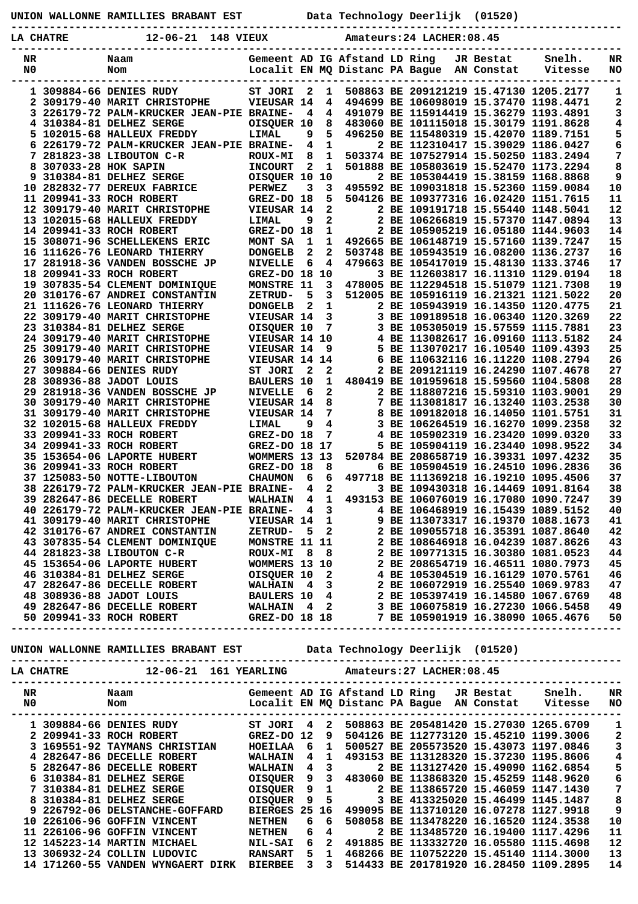**UNION WALLONNE RAMILLIES BRABANT EST** Data Technology Deerlijk (01520)

**LA CHATRE** 12-06-21 148 VIEUX Amateurs:24 LACHER:08.45

| NR N0 | | Naam Nom | Gemeent Localit | AD EN | IG MQ | Afstand Distanc | LD PA | Ring Bague | JR AN | Bestat Constat | Snelh. Vitesse | NR NO |
|---|---|---|---|---|---|---|---|---|---|---|---|---|
| 1 | 309884-66 | DENIES RUDY | ST JORI | 2 | 1 | 508863 | BE | 2091212 | 19 | 15.47130 | 1205.2177 | 1 |
| 2 | 309179-40 | MARIT CHRISTOPHE | VIEUSAR | 14 | 4 | 494699 | BE | 1060980 | 19 | 15.37470 | 1198.4471 | 2 |
| 3 | 226179-72 | PALM-KRUCKER JEAN-PIE | BRAINE- | 4 | 4 | 491079 | BE | 1159144 | 19 | 15.36279 | 1193.4891 | 3 |
| 4 | 310384-81 | DELHEZ SERGE | OISQUER | 10 | 8 | 483060 | BE | 1011150 | 18 | 15.30179 | 1191.8628 | 4 |
| 5 | 102015-68 | HALLEUX FREDDY | LIMAL | 9 | 5 | 496250 | BE | 1154803 | 19 | 15.42070 | 1189.7151 | 5 |
| 6 | 226179-72 | PALM-KRUCKER JEAN-PIE | BRAINE- | 4 | 1 | 2 | BE | 1123104 | 17 | 15.39029 | 1186.0427 | 6 |
| 7 | 281823-38 | LIBOUTON C-R | ROUX-MI | 8 | 1 | 503374 | BE | 1075279 | 14 | 15.50250 | 1183.2494 | 7 |
| 8 | 307033-28 | HOK SAPIN | INCOURT | 2 | 1 | 501888 | BE | 1058036 | 19 | 15.52470 | 1173.2294 | 8 |
| 9 | 310384-81 | DELHEZ SERGE | OISQUER | 10 | 10 | 2 | BE | 1053044 | 19 | 15.38159 | 1168.8868 | 9 |
| 10 | 282832-77 | DEREUX FABRICE | PERWEZ | 3 | 3 | 495592 | BE | 1090318 | 18 | 15.52360 | 1159.0084 | 10 |
| 11 | 209941-33 | ROCH ROBERT | GREZ-DO | 18 | 5 | 504126 | BE | 1093773 | 16 | 16.02420 | 1151.7615 | 11 |
| 12 | 309179-40 | MARIT CHRISTOPHE | VIEUSAR | 14 | 2 | 2 | BE | 1091917 | 18 | 15.55440 | 1148.5041 | 12 |
| 13 | 102015-68 | HALLEUX FREDDY | LIMAL | 9 | 2 | 2 | BE | 1062668 | 19 | 15.57370 | 1147.0894 | 13 |
| 14 | 209941-33 | ROCH ROBERT | GREZ-DO | 18 | 1 | 2 | BE | 1059052 | 19 | 16.05180 | 1144.9603 | 14 |
| 15 | 308071-96 | SCHELLEKENS ERIC | MONT SA | 1 | 1 | 492665 | BE | 1061487 | 19 | 15.57160 | 1139.7247 | 15 |
| 16 | 111626-76 | LEONARD THIERRY | DONGELB | 2 | 2 | 503748 | BE | 1059435 | 19 | 16.08200 | 1136.2737 | 16 |
| 17 | 281918-36 | VANDEN BOSSCHE JP | NIVELLE | 6 | 4 | 479663 | BE | 1054170 | 19 | 15.48130 | 1133.3746 | 17 |
| 18 | 209941-33 | ROCH ROBERT | GREZ-DO | 18 | 10 | 3 | BE | 1126038 | 17 | 16.11310 | 1129.0194 | 18 |
| 19 | 307835-54 | CLEMENT DOMINIQUE | MONSTRE | 11 | 3 | 478005 | BE | 1122945 | 18 | 15.51079 | 1121.7308 | 19 |
| 20 | 310176-67 | ANDREI CONSTANTIN | ZETRUD- | 5 | 3 | 512005 | BE | 1059161 | 19 | 16.21321 | 1121.5022 | 20 |
| 21 | 111626-76 | LEONARD THIERRY | DONGELB | 2 | 1 | 2 | BE | 1059431 | 19 | 16.14350 | 1120.4775 | 21 |
| 22 | 309179-40 | MARIT CHRISTOPHE | VIEUSAR | 14 | 3 | 3 | BE | 1091895 | 18 | 16.06340 | 1120.3269 | 22 |
| 23 | 310384-81 | DELHEZ SERGE | OISQUER | 10 | 7 | 3 | BE | 1053050 | 19 | 15.57559 | 1115.7881 | 23 |
| 24 | 309179-40 | MARIT CHRISTOPHE | VIEUSAR | 14 | 10 | 4 | BE | 1130826 | 17 | 16.09160 | 1113.5182 | 24 |
| 25 | 309179-40 | MARIT CHRISTOPHE | VIEUSAR | 14 | 9 | 5 | BE | 1130702 | 17 | 16.10540 | 1109.4393 | 25 |
| 26 | 309179-40 | MARIT CHRISTOPHE | VIEUSAR | 14 | 14 | 6 | BE | 1106321 | 16 | 16.11220 | 1108.2794 | 26 |
| 27 | 309884-66 | DENIES RUDY | ST JORI | 2 | 2 | 2 | BE | 2091211 | 19 | 16.24290 | 1107.4678 | 27 |
| 28 | 308936-88 | JADOT LOUIS | BAULERS | 10 | 1 | 480419 | BE | 1019596 | 18 | 15.59560 | 1104.5808 | 28 |
| 29 | 281918-36 | VANDEN BOSSCHE JP | NIVELLE | 6 | 2 | 2 | BE | 1188072 | 16 | 15.59310 | 1103.9001 | 29 |
| 30 | 309179-40 | MARIT CHRISTOPHE | VIEUSAR | 14 | 8 | 7 | BE | 1130818 | 17 | 16.13240 | 1103.2538 | 30 |
| 31 | 309179-40 | MARIT CHRISTOPHE | VIEUSAR | 14 | 7 | 8 | BE | 1091820 | 18 | 16.14050 | 1101.5751 | 31 |
| 32 | 102015-68 | HALLEUX FREDDY | LIMAL | 9 | 4 | 3 | BE | 1062645 | 19 | 16.16270 | 1099.2358 | 32 |
| 33 | 209941-33 | ROCH ROBERT | GREZ-DO | 18 | 7 | 4 | BE | 1059023 | 19 | 16.23420 | 1099.0320 | 33 |
| 34 | 209941-33 | ROCH ROBERT | GREZ-DO | 18 | 17 | 5 | BE | 1059041 | 19 | 16.23440 | 1098.9522 | 34 |
| 35 | 153654-06 | LAPORTE HUBERT | WOMMERS | 13 | 13 | 520784 | BE | 2086587 | 19 | 16.39331 | 1097.4232 | 35 |
| 36 | 209941-33 | ROCH ROBERT | GREZ-DO | 18 | 8 | 6 | BE | 1059045 | 19 | 16.24510 | 1096.2836 | 36 |
| 37 | 125083-50 | NOTTE-LIBOUTON | CHAUMON | 6 | 6 | 497718 | BE | 1113692 | 18 | 16.19210 | 1095.4506 | 37 |
| 38 | 226179-72 | PALM-KRUCKER JEAN-PIE | BRAINE- | 4 | 2 | 3 | BE | 1094303 | 18 | 16.14469 | 1091.8164 | 38 |
| 39 | 282647-86 | DECELLE ROBERT | WALHAIN | 4 | 1 | 493153 | BE | 1060760 | 19 | 16.17080 | 1090.7247 | 39 |
| 40 | 226179-72 | PALM-KRUCKER JEAN-PIE | BRAINE- | 4 | 3 | 4 | BE | 1064686 | 19 | 16.15439 | 1089.5152 | 40 |
| 41 | 309179-40 | MARIT CHRISTOPHE | VIEUSAR | 14 | 1 | 9 | BE | 1130733 | 17 | 16.19370 | 1088.1673 | 41 |
| 42 | 310176-67 | ANDREI CONSTANTIN | ZETRUD- | 5 | 2 | 2 | BE | 1090557 | 18 | 16.35391 | 1087.8640 | 42 |
| 43 | 307835-54 | CLEMENT DOMINIQUE | MONSTRE | 11 | 11 | 2 | BE | 1086469 | 18 | 16.04239 | 1087.8626 | 43 |
| 44 | 281823-38 | LIBOUTON C-R | ROUX-MI | 8 | 8 | 2 | BE | 1097713 | 15 | 16.30380 | 1081.0523 | 44 |
| 45 | 153654-06 | LAPORTE HUBERT | WOMMERS | 13 | 10 | 2 | BE | 2086547 | 19 | 16.46511 | 1080.7973 | 45 |
| 46 | 310384-81 | DELHEZ SERGE | OISQUER | 10 | 2 | 4 | BE | 1053045 | 19 | 16.16129 | 1070.5761 | 46 |
| 47 | 282647-86 | DECELLE ROBERT | WALHAIN | 4 | 3 | 2 | BE | 1060729 | 19 | 16.25540 | 1069.9783 | 47 |
| 48 | 308936-88 | JADOT LOUIS | BAULERS | 10 | 4 | 2 | BE | 1053974 | 19 | 16.14580 | 1067.6769 | 48 |
| 49 | 282647-86 | DECELLE ROBERT | WALHAIN | 4 | 2 | 3 | BE | 1060758 | 19 | 16.27230 | 1066.5458 | 49 |
| 50 | 209941-33 | ROCH ROBERT | GREZ-DO | 18 | 18 | 7 | BE | 1059019 | 19 | 16.38090 | 1065.4676 | 50 |

**UNION WALLONNE RAMILLIES BRABANT EST** Data Technology Deerlijk (01520)

**LA CHATRE** 12-06-21 161 YEARLING Amateurs:27 LACHER:08.45

| NR N0 | | Naam Nom | Gemeent Localit | AD EN | IG MQ | Afstand Distanc | LD PA | Ring Bague | JR AN | Bestat Constat | Snelh. Vitesse | NR NO |
|---|---|---|---|---|---|---|---|---|---|---|---|---|
| 1 | 309884-66 | DENIES RUDY | ST JORI | 4 | 2 | 508863 | BE | 2054814 | 20 | 15.27030 | 1265.6709 | 1 |
| 2 | 209941-33 | ROCH ROBERT | GREZ-DO | 12 | 9 | 504126 | BE | 1127731 | 20 | 15.45210 | 1199.3006 | 2 |
| 3 | 169551-92 | TAYMANS CHRISTIAN | HOEILAA | 6 | 1 | 500527 | BE | 2055735 | 20 | 15.43073 | 1197.0846 | 3 |
| 4 | 282647-86 | DECELLE ROBERT | WALHAIN | 4 | 1 | 493153 | BE | 1131283 | 20 | 15.37230 | 1195.8606 | 4 |
| 5 | 282647-86 | DECELLE ROBERT | WALHAIN | 4 | 3 | 2 | BE | 1131274 | 20 | 15.49090 | 1162.6854 | 5 |
| 6 | 310384-81 | DELHEZ SERGE | OISQUER | 9 | 3 | 483060 | BE | 1138683 | 20 | 15.45259 | 1148.9620 | 6 |
| 7 | 310384-81 | DELHEZ SERGE | OISQUER | 9 | 1 | 2 | BE | 1138657 | 20 | 15.46059 | 1147.1430 | 7 |
| 8 | 310384-81 | DELHEZ SERGE | OISQUER | 9 | 5 | 3 | BE | 4133250 | 20 | 15.46499 | 1145.1487 | 8 |
| 9 | 226792-06 | DELSTANCHE-GOFFARD | BIERGES | 25 | 16 | 499095 | BE | 1137101 | 20 | 16.07278 | 1127.9918 | 9 |
| 10 | 226106-96 | GOFFIN VINCENT | NETHEN | 6 | 6 | 508058 | BE | 1134782 | 20 | 16.16520 | 1124.3538 | 10 |
| 11 | 226106-96 | GOFFIN VINCENT | NETHEN | 6 | 4 | 2 | BE | 1134857 | 20 | 16.19400 | 1117.4296 | 11 |
| 12 | 145223-14 | MARTIN MICHAEL | NIL-SAI | 6 | 2 | 491885 | BE | 1133327 | 20 | 16.05580 | 1115.4698 | 12 |
| 13 | 306932-24 | COLLIN LUDOVIC | RANSART | 5 | 1 | 468266 | BE | 1107522 | 20 | 15.45140 | 1114.3000 | 13 |
| 14 | 171260-55 | VANDEN WYNGAERT DIRK | BIERBEE | 3 | 3 | 514433 | BE | 2017819 | 20 | 16.28450 | 1109.2895 | 14 |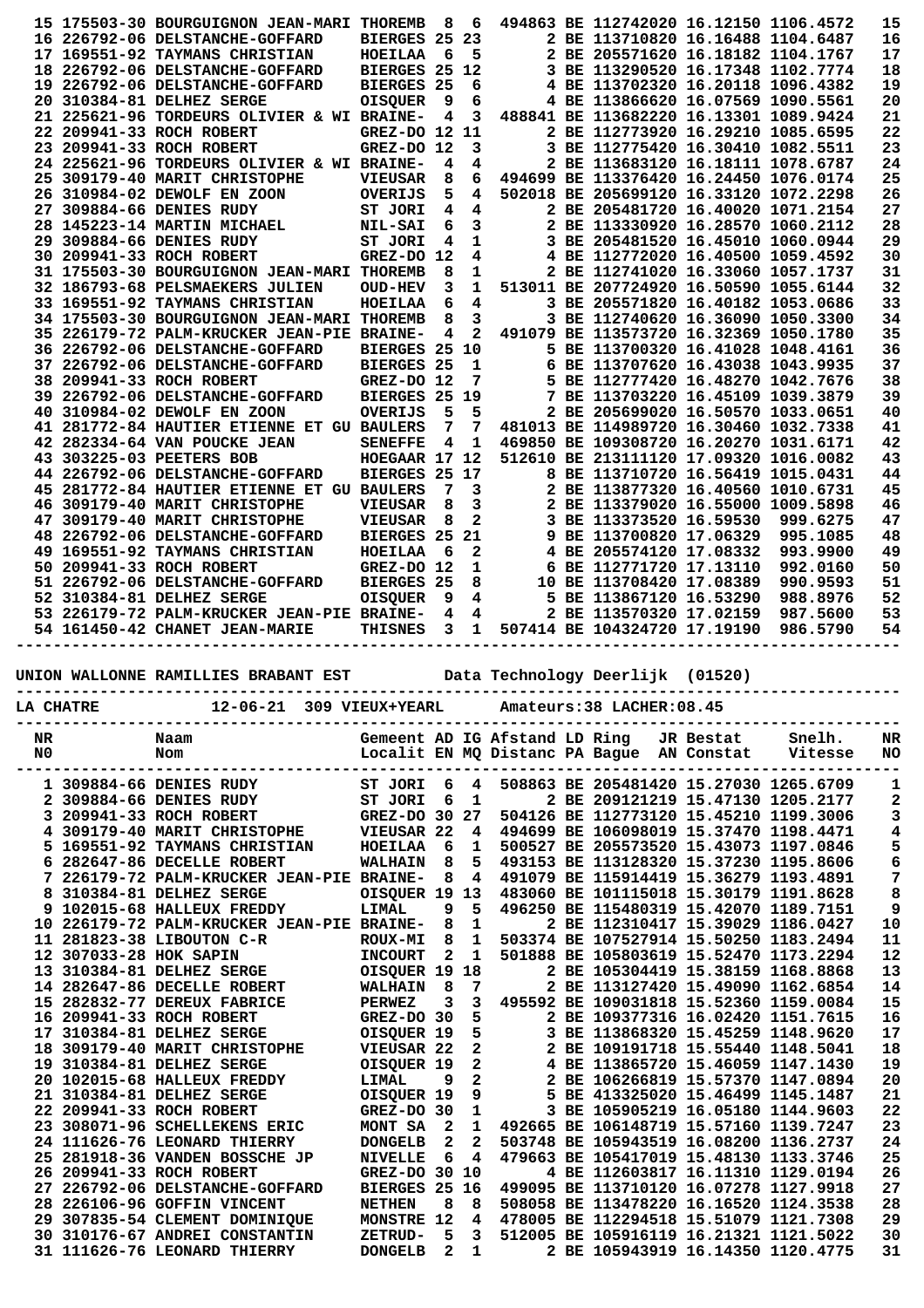| NR | Naam | Gemeent | AD | IG | Afstand | LD | Ring | JR | Bestat | Snelh. | NR |
|---|---|---|---|---|---|---|---|---|---|---|---|
| 15 | 175503-30 BOURGUIGNON JEAN-MARI | THOREMB | 8 | 6 | 494863 | BE | 112742020 | | 16.12150 | 1106.4572 | 15 |
| 16 | 226792-06 DELSTANCHE-GOFFARD | BIERGES | 25 | 23 | 2 | BE | 113710820 | | 16.16488 | 1104.6487 | 16 |
| 17 | 169551-92 TAYMANS CHRISTIAN | HOEILAA | 6 | 5 | 2 | BE | 205571620 | | 16.18182 | 1104.1767 | 17 |
| 18 | 226792-06 DELSTANCHE-GOFFARD | BIERGES | 25 | 12 | 3 | BE | 113290520 | | 16.17348 | 1102.7774 | 18 |
| 19 | 226792-06 DELSTANCHE-GOFFARD | BIERGES | 25 | 6 | 4 | BE | 113702320 | | 16.20118 | 1096.4382 | 19 |
| 20 | 310384-81 DELHEZ SERGE | OISQUER | 9 | 6 | 4 | BE | 113866620 | | 16.07569 | 1090.5561 | 20 |
| 21 | 225621-96 TORDEURS OLIVIER & WI | BRAINE- | 4 | 3 | 488841 | BE | 113682220 | | 16.13301 | 1089.9424 | 21 |
| 22 | 209941-33 ROCH ROBERT | GREZ-DO | 12 | 11 | 2 | BE | 112773920 | | 16.29210 | 1085.6595 | 22 |
| 23 | 209941-33 ROCH ROBERT | GREZ-DO | 12 | 3 | 3 | BE | 112775420 | | 16.30410 | 1082.5511 | 23 |
| 24 | 225621-96 TORDEURS OLIVIER & WI | BRAINE- | 4 | 4 | 2 | BE | 113683120 | | 16.18111 | 1078.6787 | 24 |
| 25 | 309179-40 MARIT CHRISTOPHE | VIEUSAR | 8 | 6 | 494699 | BE | 113376420 | | 16.24450 | 1076.0174 | 25 |
| 26 | 310984-02 DEWOLF EN ZOON | OVERIJS | 5 | 4 | 502018 | BE | 205699120 | | 16.33120 | 1072.2298 | 26 |
| 27 | 309884-66 DENIES RUDY | ST JORI | 4 | 4 | 2 | BE | 205481720 | | 16.40020 | 1071.2154 | 27 |
| 28 | 145223-14 MARTIN MICHAEL | NIL-SAI | 6 | 3 | 2 | BE | 113330920 | | 16.28570 | 1060.2112 | 28 |
| 29 | 309884-66 DENIES RUDY | ST JORI | 4 | 1 | 3 | BE | 205481520 | | 16.45010 | 1060.0944 | 29 |
| 30 | 209941-33 ROCH ROBERT | GREZ-DO | 12 | 4 | 4 | BE | 112772020 | | 16.40500 | 1059.4592 | 30 |
| 31 | 175503-30 BOURGUIGNON JEAN-MARI | THOREMB | 8 | 1 | 2 | BE | 112741020 | | 16.33060 | 1057.1737 | 31 |
| 32 | 186793-68 PELSMAEKERS JULIEN | OUD-HEV | 3 | 1 | 513011 | BE | 207724920 | | 16.50590 | 1055.6144 | 32 |
| 33 | 169551-92 TAYMANS CHRISTIAN | HOEILAA | 6 | 4 | 3 | BE | 205571820 | | 16.40182 | 1053.0686 | 33 |
| 34 | 175503-30 BOURGUIGNON JEAN-MARI | THOREMB | 8 | 3 | 3 | BE | 112740620 | | 16.36090 | 1050.3300 | 34 |
| 35 | 226179-72 PALM-KRUCKER JEAN-PIE | BRAINE- | 4 | 2 | 491079 | BE | 113573720 | | 16.32369 | 1050.1780 | 35 |
| 36 | 226792-06 DELSTANCHE-GOFFARD | BIERGES | 25 | 10 | 5 | BE | 113700320 | | 16.41028 | 1048.4161 | 36 |
| 37 | 226792-06 DELSTANCHE-GOFFARD | BIERGES | 25 | 1 | 6 | BE | 113707620 | | 16.43038 | 1043.9935 | 37 |
| 38 | 209941-33 ROCH ROBERT | GREZ-DO | 12 | 7 | 5 | BE | 112777420 | | 16.48270 | 1042.7676 | 38 |
| 39 | 226792-06 DELSTANCHE-GOFFARD | BIERGES | 25 | 19 | 7 | BE | 113703220 | | 16.45109 | 1039.3879 | 39 |
| 40 | 310984-02 DEWOLF EN ZOON | OVERIJS | 5 | 5 | 2 | BE | 205699020 | | 16.50570 | 1033.0651 | 40 |
| 41 | 281772-84 HAUTIER ETIENNE ET GU | BAULERS | 7 | 7 | 481013 | BE | 114989720 | | 16.30460 | 1032.7338 | 41 |
| 42 | 282334-64 VAN POUCKE JEAN | SENEFFE | 4 | 1 | 469850 | BE | 109308720 | | 16.20270 | 1031.6171 | 42 |
| 43 | 303225-03 PEETERS BOB | HOEGAAR | 17 | 12 | 512610 | BE | 213111120 | | 17.09320 | 1016.0082 | 43 |
| 44 | 226792-06 DELSTANCHE-GOFFARD | BIERGES | 25 | 17 | 8 | BE | 113710720 | | 16.56419 | 1015.0431 | 44 |
| 45 | 281772-84 HAUTIER ETIENNE ET GU | BAULERS | 7 | 3 | 2 | BE | 113877320 | | 16.40560 | 1010.6731 | 45 |
| 46 | 309179-40 MARIT CHRISTOPHE | VIEUSAR | 8 | 3 | 2 | BE | 113379020 | | 16.55000 | 1009.5898 | 46 |
| 47 | 309179-40 MARIT CHRISTOPHE | VIEUSAR | 8 | 2 | 3 | BE | 113373520 | | 16.59530 | 999.6275 | 47 |
| 48 | 226792-06 DELSTANCHE-GOFFARD | BIERGES | 25 | 21 | 9 | BE | 113700820 | | 17.06329 | 995.1085 | 48 |
| 49 | 169551-92 TAYMANS CHRISTIAN | HOEILAA | 6 | 2 | 4 | BE | 205574120 | | 17.08332 | 993.9900 | 49 |
| 50 | 209941-33 ROCH ROBERT | GREZ-DO | 12 | 1 | 6 | BE | 112771720 | | 17.13110 | 992.0160 | 50 |
| 51 | 226792-06 DELSTANCHE-GOFFARD | BIERGES | 25 | 8 | 10 | BE | 113708420 | | 17.08389 | 990.9593 | 51 |
| 52 | 310384-81 DELHEZ SERGE | OISQUER | 9 | 4 | 5 | BE | 113867120 | | 16.53290 | 988.8976 | 52 |
| 53 | 226179-72 PALM-KRUCKER JEAN-PIE | BRAINE- | 4 | 4 | 2 | BE | 113570320 | | 17.02159 | 987.5600 | 53 |
| 54 | 161450-42 CHANET JEAN-MARIE | THISNES | 3 | 1 | 507414 | BE | 104324720 | | 17.19190 | 986.5790 | 54 |

UNION WALLONNE RAMILLIES BRABANT EST    Data Technology Deerlijk (01520)

LA CHATRE    12-06-21 309 VIEUX+YEARL    Amateurs:38 LACHER:08.45

| NR N0 | Naam Nom | Gemeent Localit | AD EN | IG MQ | Afstand Distanc | LD PA | Ring Bague | JR AN | Bestat Constat | Snelh. Vitesse | NR NO |
|---|---|---|---|---|---|---|---|---|---|---|---|
| 1 | 309884-66 DENIES RUDY | ST JORI | 6 | 4 | 508863 | BE | 205481420 | | 15.27030 | 1265.6709 | 1 |
| 2 | 309884-66 DENIES RUDY | ST JORI | 6 | 1 | 2 | BE | 209121219 | | 15.47130 | 1205.2177 | 2 |
| 3 | 209941-33 ROCH ROBERT | GREZ-DO | 30 | 27 | 504126 | BE | 112773120 | | 15.45210 | 1199.3006 | 3 |
| 4 | 309179-40 MARIT CHRISTOPHE | VIEUSAR | 22 | 4 | 494699 | BE | 106098019 | | 15.37470 | 1198.4471 | 4 |
| 5 | 169551-92 TAYMANS CHRISTIAN | HOEILAA | 6 | 1 | 500527 | BE | 205573520 | | 15.43073 | 1197.0846 | 5 |
| 6 | 282647-86 DECELLE ROBERT | WALHAIN | 8 | 5 | 493153 | BE | 113128320 | | 15.37230 | 1195.8606 | 6 |
| 7 | 226179-72 PALM-KRUCKER JEAN-PIE | BRAINE- | 8 | 4 | 491079 | BE | 115914419 | | 15.36279 | 1193.4891 | 7 |
| 8 | 310384-81 DELHEZ SERGE | OISQUER | 19 | 13 | 483060 | BE | 101115018 | | 15.30179 | 1191.8628 | 8 |
| 9 | 102015-68 HALLEUX FREDDY | LIMAL | 9 | 5 | 496250 | BE | 115480319 | | 15.42070 | 1189.7151 | 9 |
| 10 | 226179-72 PALM-KRUCKER JEAN-PIE | BRAINE- | 8 | 1 | 2 | BE | 112310417 | | 15.39029 | 1186.0427 | 10 |
| 11 | 281823-38 LIBOUTON C-R | ROUX-MI | 8 | 1 | 503374 | BE | 107527914 | | 15.50250 | 1183.2494 | 11 |
| 12 | 307033-28 HOK SAPIN | INCOURT | 2 | 1 | 501888 | BE | 105803619 | | 15.52470 | 1173.2294 | 12 |
| 13 | 310384-81 DELHEZ SERGE | OISQUER | 19 | 18 | 2 | BE | 105304419 | | 15.38150 | 1168.8868 | 13 |
| 14 | 282647-86 DECELLE ROBERT | WALHAIN | 8 | 7 | 2 | BE | 113127420 | | 15.49090 | 1162.6854 | 14 |
| 15 | 282832-77 DEREUX FABRICE | PERWEZ | 3 | 3 | 495592 | BE | 109031818 | | 15.52360 | 1159.0084 | 15 |
| 16 | 209941-33 ROCH ROBERT | GREZ-DO | 30 | 5 | 2 | BE | 109377316 | | 16.02420 | 1151.7615 | 16 |
| 17 | 310384-81 DELHEZ SERGE | OISQUER | 19 | 5 | 3 | BE | 113868320 | | 15.45259 | 1148.9620 | 17 |
| 18 | 309179-40 MARIT CHRISTOPHE | VIEUSAR | 22 | 2 | 2 | BE | 109191718 | | 15.55440 | 1148.5041 | 18 |
| 19 | 310384-81 DELHEZ SERGE | OISQUER | 19 | 2 | 4 | BE | 113865720 | | 15.46059 | 1147.1430 | 19 |
| 20 | 102015-68 HALLEUX FREDDY | LIMAL | 9 | 2 | 2 | BE | 106266819 | | 15.57370 | 1147.0894 | 20 |
| 21 | 310384-81 DELHEZ SERGE | OISQUER | 19 | 9 | 5 | BE | 413325020 | | 15.46499 | 1145.1487 | 21 |
| 22 | 209941-33 ROCH ROBERT | GREZ-DO | 30 | 1 | 3 | BE | 105905219 | | 16.05180 | 1144.9603 | 22 |
| 23 | 308071-96 SCHELLEKENS ERIC | MONT SA | 2 | 1 | 492665 | BE | 106148719 | | 15.57160 | 1139.7247 | 23 |
| 24 | 111626-76 LEONARD THIERRY | DONGELB | 2 | 2 | 503748 | BE | 105943519 | | 16.08200 | 1136.2737 | 24 |
| 25 | 281918-36 VANDEN BOSSCHE JP | NIVELLE | 6 | 4 | 479663 | BE | 105417019 | | 15.48130 | 1133.3746 | 25 |
| 26 | 209941-33 ROCH ROBERT | GREZ-DO | 30 | 10 | 4 | BE | 112603817 | | 16.11310 | 1129.0194 | 26 |
| 27 | 226792-06 DELSTANCHE-GOFFARD | BIERGES | 25 | 16 | 499095 | BE | 113710120 | | 16.07278 | 1127.9918 | 27 |
| 28 | 226106-96 GOFFIN VINCENT | NETHEN | 8 | 8 | 508058 | BE | 113478220 | | 16.16520 | 1124.3538 | 28 |
| 29 | 307835-54 CLEMENT DOMINIQUE | MONSTRE | 12 | 4 | 478005 | BE | 112294518 | | 15.51079 | 1121.7308 | 29 |
| 30 | 310176-67 ANDREI CONSTANTIN | ZETRUD- | 5 | 3 | 512005 | BE | 105916119 | | 16.21321 | 1121.5022 | 30 |
| 31 | 111626-76 LEONARD THIERRY | DONGELB | 2 | 1 | 2 | BE | 105943919 | | 16.14350 | 1120.4775 | 31 |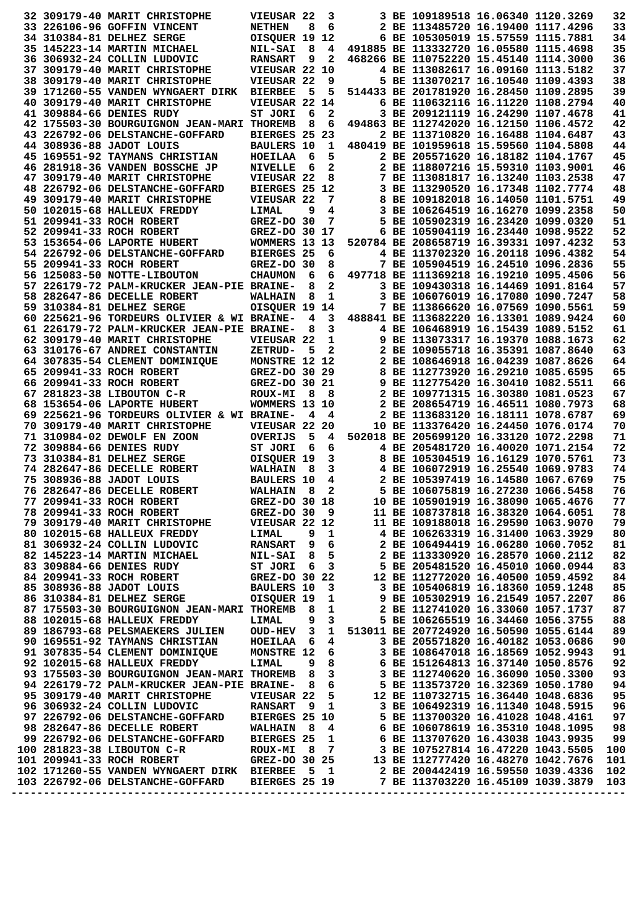| | | | | | | | | | | | | |
|---|---|---|---|---|---|---|---|---|---|---|---|---|
| 32 | 309179-40 | MARIT CHRISTOPHE | VIEUSAR | 22 | 3 | | 3 | BE 109189518 | 16.06340 | 1120.3269 | | 32 |
| 33 | 226106-96 | GOFFIN VINCENT | NETHEN | 8 | 6 | | 2 | BE 113485720 | 16.19400 | 1117.4296 | | 33 |
| 34 | 310384-81 | DELHEZ SERGE | OISQUER | 19 | 12 | | 6 | BE 105305019 | 15.57559 | 1115.7881 | | 34 |
| 35 | 145223-14 | MARTIN MICHAEL | NIL-SAI | 8 | 4 | 491885 | | BE 113332720 | 16.05580 | 1115.4698 | | 35 |
| 36 | 306932-24 | COLLIN LUDOVIC | RANSART | 9 | 2 | 468266 | | BE 110752220 | 15.45140 | 1114.3000 | | 36 |
| 37 | 309179-40 | MARIT CHRISTOPHE | VIEUSAR | 22 | 10 | | 4 | BE 113082617 | 16.09160 | 1113.5182 | | 37 |
| 38 | 309179-40 | MARIT CHRISTOPHE | VIEUSAR | 22 | 9 | | 5 | BE 113070217 | 16.10540 | 1109.4393 | | 38 |
| 39 | 171260-55 | VANDEN WYNGAERT DIRK | BIERBEE | 5 | 5 | 514433 | | BE 201781920 | 16.28450 | 1109.2895 | | 39 |
| 40 | 309179-40 | MARIT CHRISTOPHE | VIEUSAR | 22 | 14 | | 6 | BE 110632116 | 16.11220 | 1108.2794 | | 40 |
| 41 | 309884-66 | DENIES RUDY | ST JORI | 6 | 2 | | 3 | BE 209121119 | 16.24290 | 1107.4678 | | 41 |
| 42 | 175503-30 | BOURGUIGNON JEAN-MARI | THOREMB | 8 | 6 | 494863 | | BE 112742020 | 16.12150 | 1106.4572 | | 42 |
| 43 | 226792-06 | DELSTANCHE-GOFFARD | BIERGES | 25 | 23 | | 2 | BE 113710820 | 16.16488 | 1104.6487 | | 43 |
| 44 | 308936-88 | JADOT LOUIS | BAULERS | 10 | 1 | 480419 | | BE 101959618 | 15.59560 | 1104.5808 | | 44 |
| 45 | 169551-92 | TAYMANS CHRISTIAN | HOEILAA | 6 | 5 | | 2 | BE 205571620 | 16.18182 | 1104.1767 | | 45 |
| 46 | 281918-36 | VANDEN BOSSCHE JP | NIVELLE | 6 | 2 | | 2 | BE 118807216 | 15.59310 | 1103.9001 | | 46 |
| 47 | 309179-40 | MARIT CHRISTOPHE | VIEUSAR | 22 | 8 | | 7 | BE 113081817 | 16.13240 | 1103.2538 | | 47 |
| 48 | 226792-06 | DELSTANCHE-GOFFARD | BIERGES | 25 | 12 | | 3 | BE 113290520 | 16.17348 | 1102.7774 | | 48 |
| 49 | 309179-40 | MARIT CHRISTOPHE | VIEUSAR | 22 | 7 | | 8 | BE 109182018 | 16.14050 | 1101.5751 | | 49 |
| 50 | 102015-68 | HALLEUX FREDDY | LIMAL | 9 | 4 | | 3 | BE 106264519 | 16.16270 | 1099.2358 | | 50 |
| 51 | 209941-33 | ROCH ROBERT | GREZ-DO | 30 | 7 | | 5 | BE 105902319 | 16.23420 | 1099.0320 | | 51 |
| 52 | 209941-33 | ROCH ROBERT | GREZ-DO | 30 | 17 | | 6 | BE 105904119 | 16.23440 | 1098.9522 | | 52 |
| 53 | 153654-06 | LAPORTE HUBERT | WOMMERS | 13 | 13 | 520784 | | BE 208658719 | 16.39331 | 1097.4232 | | 53 |
| 54 | 226792-06 | DELSTANCHE-GOFFARD | BIERGES | 25 | 6 | | 4 | BE 113702320 | 16.20118 | 1096.4382 | | 54 |
| 55 | 209941-33 | ROCH ROBERT | GREZ-DO | 30 | 8 | | 7 | BE 105904519 | 16.24510 | 1096.2836 | | 55 |
| 56 | 125083-50 | NOTTE-LIBOUTON | CHAUMON | 6 | 6 | 497718 | | BE 111369218 | 16.19210 | 1095.4506 | | 56 |
| 57 | 226179-72 | PALM-KRUCKER JEAN-PIE | BRAINE- | 8 | 2 | | 3 | BE 109430318 | 16.14469 | 1091.8164 | | 57 |
| 58 | 282647-86 | DECELLE ROBERT | WALHAIN | 8 | 1 | | 3 | BE 106076019 | 16.17080 | 1090.7247 | | 58 |
| 59 | 310384-81 | DELHEZ SERGE | OISQUER | 19 | 14 | | 7 | BE 113866620 | 16.07569 | 1090.5561 | | 59 |
| 60 | 225621-96 | TORDEURS OLIVIER & WI | BRAINE- | 4 | 3 | 488841 | | BE 113682220 | 16.13301 | 1089.9424 | | 60 |
| 61 | 226179-72 | PALM-KRUCKER JEAN-PIE | BRAINE- | 8 | 3 | | 4 | BE 106468919 | 16.15439 | 1089.5152 | | 61 |
| 62 | 309179-40 | MARIT CHRISTOPHE | VIEUSAR | 22 | 1 | | 9 | BE 113073317 | 16.19370 | 1088.1673 | | 62 |
| 63 | 310176-67 | ANDREI CONSTANTIN | ZETRUD- | 5 | 2 | | 2 | BE 109055718 | 16.35391 | 1087.8640 | | 63 |
| 64 | 307835-54 | CLEMENT DOMINIQUE | MONSTRE | 12 | 12 | | 2 | BE 108646918 | 16.04239 | 1087.8626 | | 64 |
| 65 | 209941-33 | ROCH ROBERT | GREZ-DO | 30 | 29 | | 8 | BE 112773920 | 16.29210 | 1085.6595 | | 65 |
| 66 | 209941-33 | ROCH ROBERT | GREZ-DO | 30 | 21 | | 9 | BE 112775420 | 16.30410 | 1082.5511 | | 66 |
| 67 | 281823-38 | LIBOUTON C-R | ROUX-MI | 8 | 8 | | 2 | BE 109771315 | 16.30380 | 1081.0523 | | 67 |
| 68 | 153654-06 | LAPORTE HUBERT | WOMMERS | 13 | 10 | | 2 | BE 208654719 | 16.46511 | 1080.7973 | | 68 |
| 69 | 225621-96 | TORDEURS OLIVIER & WI | BRAINE- | 4 | 4 | | 2 | BE 113683120 | 16.18111 | 1078.6787 | | 69 |
| 70 | 309179-40 | MARIT CHRISTOPHE | VIEUSAR | 22 | 20 | | 10 | BE 113376420 | 16.24450 | 1076.0174 | | 70 |
| 71 | 310984-02 | DEWOLF EN ZOON | OVERIJS | 5 | 4 | 502018 | | BE 205699120 | 16.33120 | 1072.2298 | | 71 |
| 72 | 309884-66 | DENIES RUDY | ST JORI | 6 | 6 | | 4 | BE 205481720 | 16.40020 | 1071.2154 | | 72 |
| 73 | 310384-81 | DELHEZ SERGE | OISQUER | 19 | 3 | | 8 | BE 105304519 | 16.16129 | 1070.5761 | | 73 |
| 74 | 282647-86 | DECELLE ROBERT | WALHAIN | 8 | 3 | | 4 | BE 106072919 | 16.25540 | 1069.9783 | | 74 |
| 75 | 308936-88 | JADOT LOUIS | BAULERS | 10 | 4 | | 2 | BE 105397419 | 16.14580 | 1067.6769 | | 75 |
| 76 | 282647-86 | DECELLE ROBERT | WALHAIN | 8 | 2 | | 5 | BE 106075819 | 16.27230 | 1066.5458 | | 76 |
| 77 | 209941-33 | ROCH ROBERT | GREZ-DO | 30 | 18 | | 10 | BE 105901919 | 16.38090 | 1065.4676 | | 77 |
| 78 | 209941-33 | ROCH ROBERT | GREZ-DO | 30 | 9 | | 11 | BE 108737818 | 16.38320 | 1064.6051 | | 78 |
| 79 | 309179-40 | MARIT CHRISTOPHE | VIEUSAR | 22 | 12 | | 11 | BE 109188018 | 16.29590 | 1063.9070 | | 79 |
| 80 | 102015-68 | HALLEUX FREDDY | LIMAL | 9 | 1 | | 4 | BE 106263319 | 16.31400 | 1063.3929 | | 80 |
| 81 | 306932-24 | COLLIN LUDOVIC | RANSART | 9 | 6 | | 2 | BE 106494419 | 16.06280 | 1060.7052 | | 81 |
| 82 | 145223-14 | MARTIN MICHAEL | NIL-SAI | 8 | 5 | | 2 | BE 113330920 | 16.28570 | 1060.2112 | | 82 |
| 83 | 309884-66 | DENIES RUDY | ST JORI | 6 | 3 | | 5 | BE 205481520 | 16.45010 | 1060.0944 | | 83 |
| 84 | 209941-33 | ROCH ROBERT | GREZ-DO | 30 | 22 | | 12 | BE 112772020 | 16.40500 | 1059.4592 | | 84 |
| 85 | 308936-88 | JADOT LOUIS | BAULERS | 10 | 3 | | 3 | BE 105406819 | 16.18360 | 1059.1248 | | 85 |
| 86 | 310384-81 | DELHEZ SERGE | OISQUER | 19 | 1 | | 9 | BE 105302919 | 16.21549 | 1057.2207 | | 86 |
| 87 | 175503-30 | BOURGUIGNON JEAN-MARI | THOREMB | 8 | 1 | | 2 | BE 112741020 | 16.33060 | 1057.1737 | | 87 |
| 88 | 102015-68 | HALLEUX FREDDY | LIMAL | 9 | 3 | | 5 | BE 106265519 | 16.34460 | 1056.3755 | | 88 |
| 89 | 186793-68 | PELSMAEKERS JULIEN | OUD-HEV | 3 | 1 | 513011 | | BE 207724920 | 16.50590 | 1055.6144 | | 89 |
| 90 | 169551-92 | TAYMANS CHRISTIAN | HOEILAA | 6 | 4 | | 3 | BE 205571820 | 16.40182 | 1053.0686 | | 90 |
| 91 | 307835-54 | CLEMENT DOMINIQUE | MONSTRE | 12 | 6 | | 3 | BE 108647018 | 16.18569 | 1052.9943 | | 91 |
| 92 | 102015-68 | HALLEUX FREDDY | LIMAL | 9 | 8 | | 6 | BE 151264813 | 16.37140 | 1050.8576 | | 92 |
| 93 | 175503-30 | BOURGUIGNON JEAN-MARI | THOREMB | 8 | 3 | | 3 | BE 112740620 | 16.36090 | 1050.3300 | | 93 |
| 94 | 226179-72 | PALM-KRUCKER JEAN-PIE | BRAINE- | 8 | 6 | | 5 | BE 113573720 | 16.32369 | 1050.1780 | | 94 |
| 95 | 309179-40 | MARIT CHRISTOPHE | VIEUSAR | 22 | 5 | | 12 | BE 110732715 | 16.36440 | 1048.6836 | | 95 |
| 96 | 306932-24 | COLLIN LUDOVIC | RANSART | 9 | 1 | | 3 | BE 106492319 | 16.11340 | 1048.5915 | | 96 |
| 97 | 226792-06 | DELSTANCHE-GOFFARD | BIERGES | 25 | 10 | | 5 | BE 113700320 | 16.41028 | 1048.4161 | | 97 |
| 98 | 282647-86 | DECELLE ROBERT | WALHAIN | 8 | 4 | | 6 | BE 106078619 | 16.35310 | 1048.1095 | | 98 |
| 99 | 226792-06 | DELSTANCHE-GOFFARD | BIERGES | 25 | 1 | | 6 | BE 113707620 | 16.43038 | 1043.9935 | | 99 |
| 100 | 281823-38 | LIBOUTON C-R | ROUX-MI | 8 | 7 | | 3 | BE 107527814 | 16.47220 | 1043.5505 | | 100 |
| 101 | 209941-33 | ROCH ROBERT | GREZ-DO | 30 | 25 | | 13 | BE 112777420 | 16.48270 | 1042.7676 | | 101 |
| 102 | 171260-55 | VANDEN WYNGAERT DIRK | BIERBEE | 5 | 1 | | 2 | BE 200442419 | 16.59550 | 1039.4336 | | 102 |
| 103 | 226792-06 | DELSTANCHE-GOFFARD | BIERGES | 25 | 19 | | 7 | BE 113703220 | 16.45109 | 1039.3879 | | 103 |